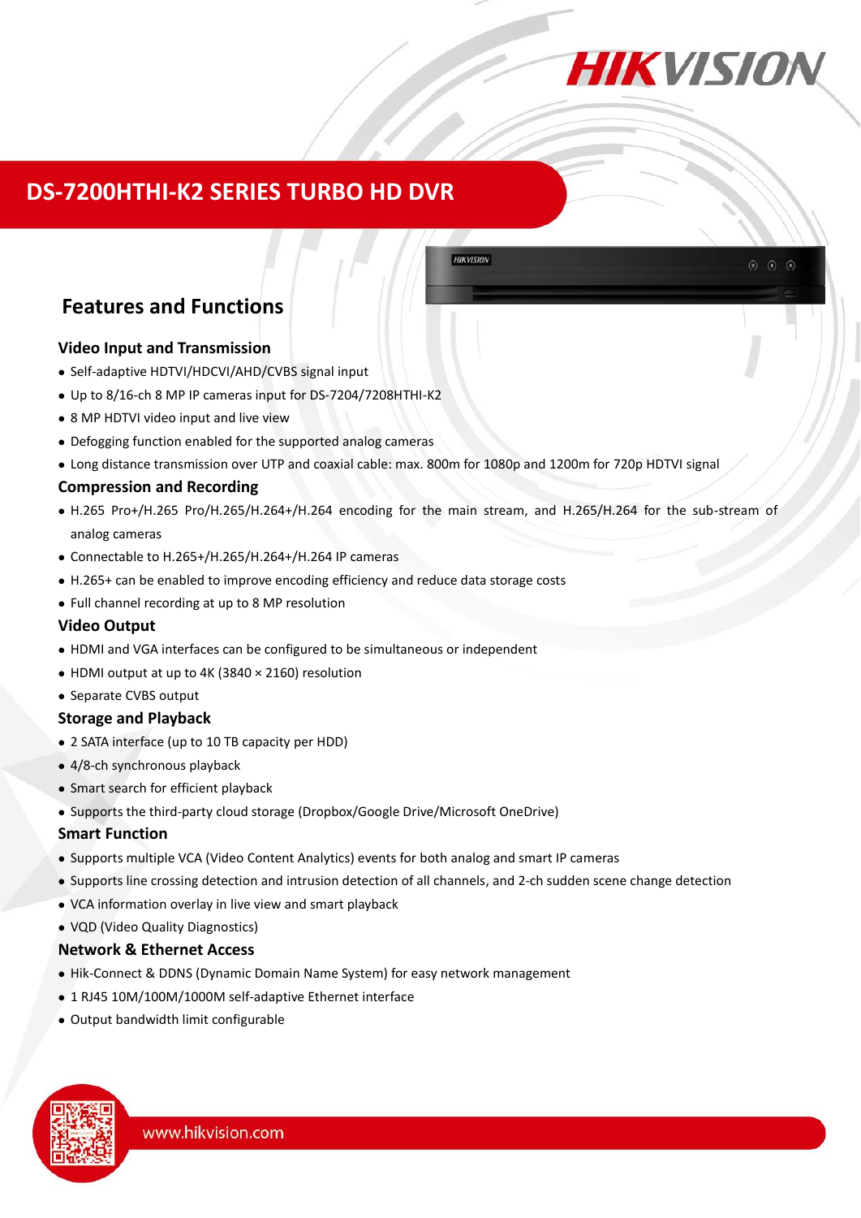# DS-7200HTHI-K2 SERIES TURBO HD DVR

## Features and Functions

### Video Input and Transmission

- Self-adaptive HDTVI/HDCVI/AHD/CVBS signal input
- Up to 8/16-ch 8 MP IP cameras input for DS-7204/7208HTHI-K2
- 8 MP HDTVI video input and live view
- Defogging function enabled for the supported analog cameras
- Long distance transmission over UTP and coaxial cable: max. 800m for 1080p and 1200m for 720p HDTVI signal

### Compression and Recording

- H.265 Pro+/H.265 Pro/H.265/H.264+/H.264 encoding for the main stream, and H.265/H.264 for the sub-stream of analog cameras
- Connectable to H.265+/H.265/H.264+/H.264 IP cameras
- H.265+ can be enabled to improve encoding efficiency and reduce data storage costs
- Full channel recording at up to 8 MP resolution

### Video Output

- HDMI and VGA interfaces can be configured to be simultaneous or independent
- HDMI output at up to 4K (3840 × 2160) resolution
- Separate CVBS output

### Storage and Playback

- 2 SATA interface (up to 10 TB capacity per HDD)
- 4/8-ch synchronous playback
- Smart search for efficient playback
- Supports the third-party cloud storage (Dropbox/Google Drive/Microsoft OneDrive)

### Smart Function

- Supports multiple VCA (Video Content Analytics) events for both analog and smart IP cameras
- Supports line crossing detection and intrusion detection of all channels, and 2-ch sudden scene change detection
- VCA information overlay in live view and smart playback
- VQD (Video Quality Diagnostics)

### Network & Ethernet Access

- Hik-Connect & DDNS (Dynamic Domain Name System) for easy network management
- 1 RJ45 10M/100M/1000M self-adaptive Ethernet interface
- Output bandwidth limit configurable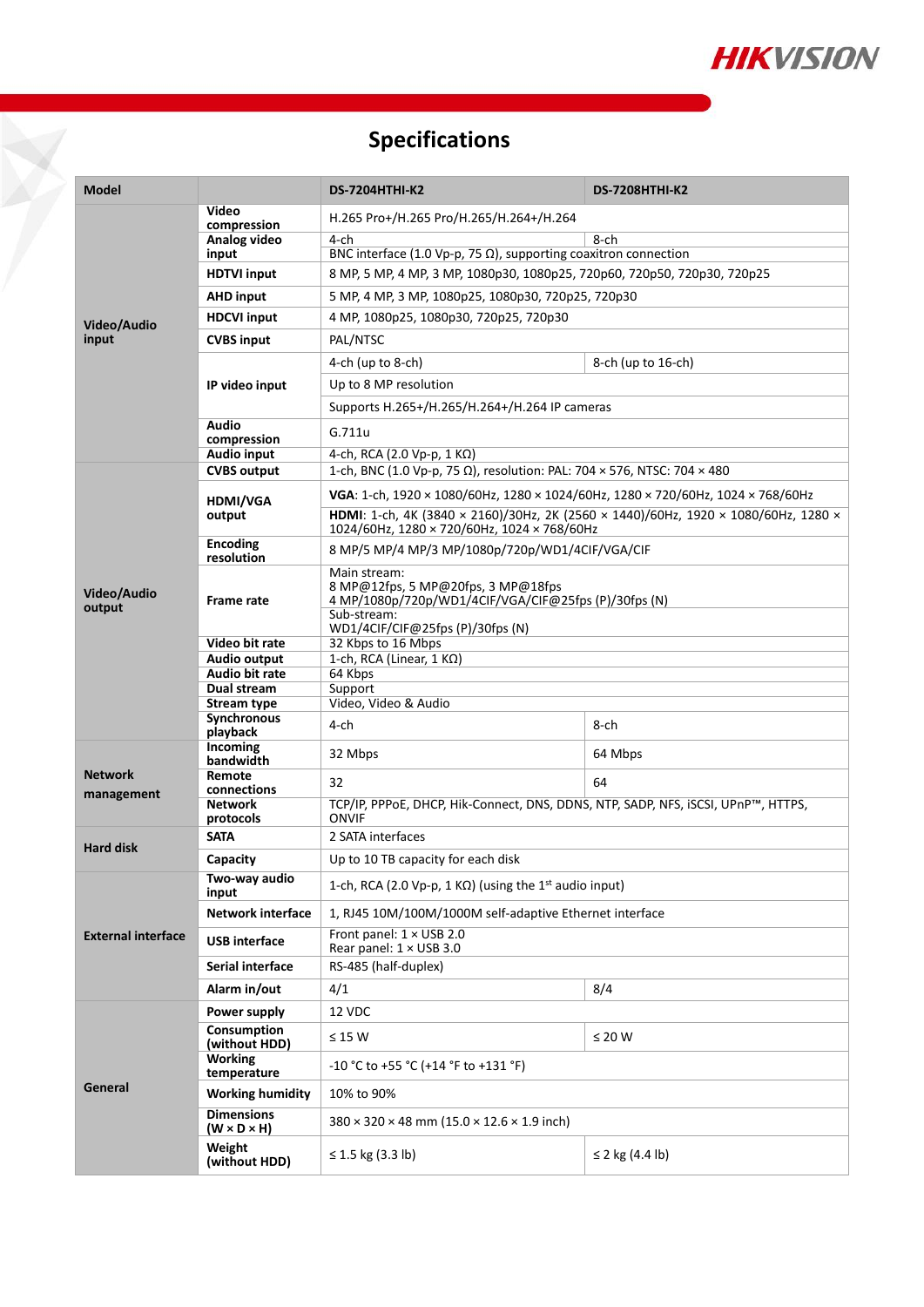# Specifications

| Model | | DS-7204HTHI-K2 | DS-7208HTHI-K2 |
|---|---|---|---|
| Video/Audio input | Video compression | H.265 Pro+/H.265 Pro/H.265/H.264+/H.264 | |
| | Analog video input | 4-ch | 8-ch |
| | | BNC interface (1.0 Vp-p, 75 Ω), supporting coaxitron connection | |
| | HDTVI input | 8 MP, 5 MP, 4 MP, 3 MP, 1080p30, 1080p25, 720p60, 720p50, 720p30, 720p25 | |
| | AHD input | 5 MP, 4 MP, 3 MP, 1080p25, 1080p30, 720p25, 720p30 | |
| | HDCVI input | 4 MP, 1080p25, 1080p30, 720p25, 720p30 | |
| | CVBS input | PAL/NTSC | |
| | IP video input | 4-ch (up to 8-ch) | 8-ch (up to 16-ch) |
| | | Up to 8 MP resolution | |
| | | Supports H.265+/H.265/H.264+/H.264 IP cameras | |
| | Audio compression | G.711u | |
| | Audio input | 4-ch, RCA (2.0 Vp-p, 1 KΩ) | |
| Video/Audio output | CVBS output | 1-ch, BNC (1.0 Vp-p, 75 Ω), resolution: PAL: 704 × 576, NTSC: 704 × 480 | |
| | HDMI/VGA output | **VGA**: 1-ch, 1920 × 1080/60Hz, 1280 × 1024/60Hz, 1280 × 720/60Hz, 1024 × 768/60Hz | |
| | | **HDMI**: 1-ch, 4K (3840 × 2160)/30Hz, 2K (2560 × 1440)/60Hz, 1920 × 1080/60Hz, 1280 × 1024/60Hz, 1280 × 720/60Hz, 1024 × 768/60Hz | |
| | Encoding resolution | 8 MP/5 MP/4 MP/3 MP/1080p/720p/WD1/4CIF/VGA/CIF | |
| | Frame rate | Main stream:<br>8 MP@12fps, 5 MP@20fps, 3 MP@18fps<br>4 MP/1080p/720p/WD1/4CIF/VGA/CIF@25fps (P)/30fps (N) | |
| | | Sub-stream:<br>WD1/4CIF/CIF@25fps (P)/30fps (N) | |
| | Video bit rate | 32 Kbps to 16 Mbps | |
| | Audio output | 1-ch, RCA (Linear, 1 KΩ) | |
| | Audio bit rate | 64 Kbps | |
| | Dual stream | Support | |
| | Stream type | Video, Video & Audio | |
| | Synchronous playback | 4-ch | 8-ch |
| Network management | Incoming bandwidth | 32 Mbps | 64 Mbps |
| | Remote connections | 32 | 64 |
| | Network protocols | TCP/IP, PPPoE, DHCP, Hik-Connect, DNS, DDNS, NTP, SADP, NFS, iSCSI, UPnP™, HTTPS, ONVIF | |
| Hard disk | SATA | 2 SATA interfaces | |
| | Capacity | Up to 10 TB capacity for each disk | |
| External interface | Two-way audio input | 1-ch, RCA (2.0 Vp-p, 1 KΩ) (using the 1st audio input) | |
| | Network interface | 1, RJ45 10M/100M/1000M self-adaptive Ethernet interface | |
| | USB interface | Front panel: 1 × USB 2.0<br>Rear panel: 1 × USB 3.0 | |
| | Serial interface | RS-485 (half-duplex) | |
| | Alarm in/out | 4/1 | 8/4 |
| General | Power supply | 12 VDC | |
| | Consumption (without HDD) | ≤ 15 W | ≤ 20 W |
| | Working temperature | -10 °C to +55 °C (+14 °F to +131 °F) | |
| | Working humidity | 10% to 90% | |
| | Dimensions (W × D × H) | 380 × 320 × 48 mm (15.0 × 12.6 × 1.9 inch) | |
| | Weight (without HDD) | ≤ 1.5 kg (3.3 lb) | ≤ 2 kg (4.4 lb) |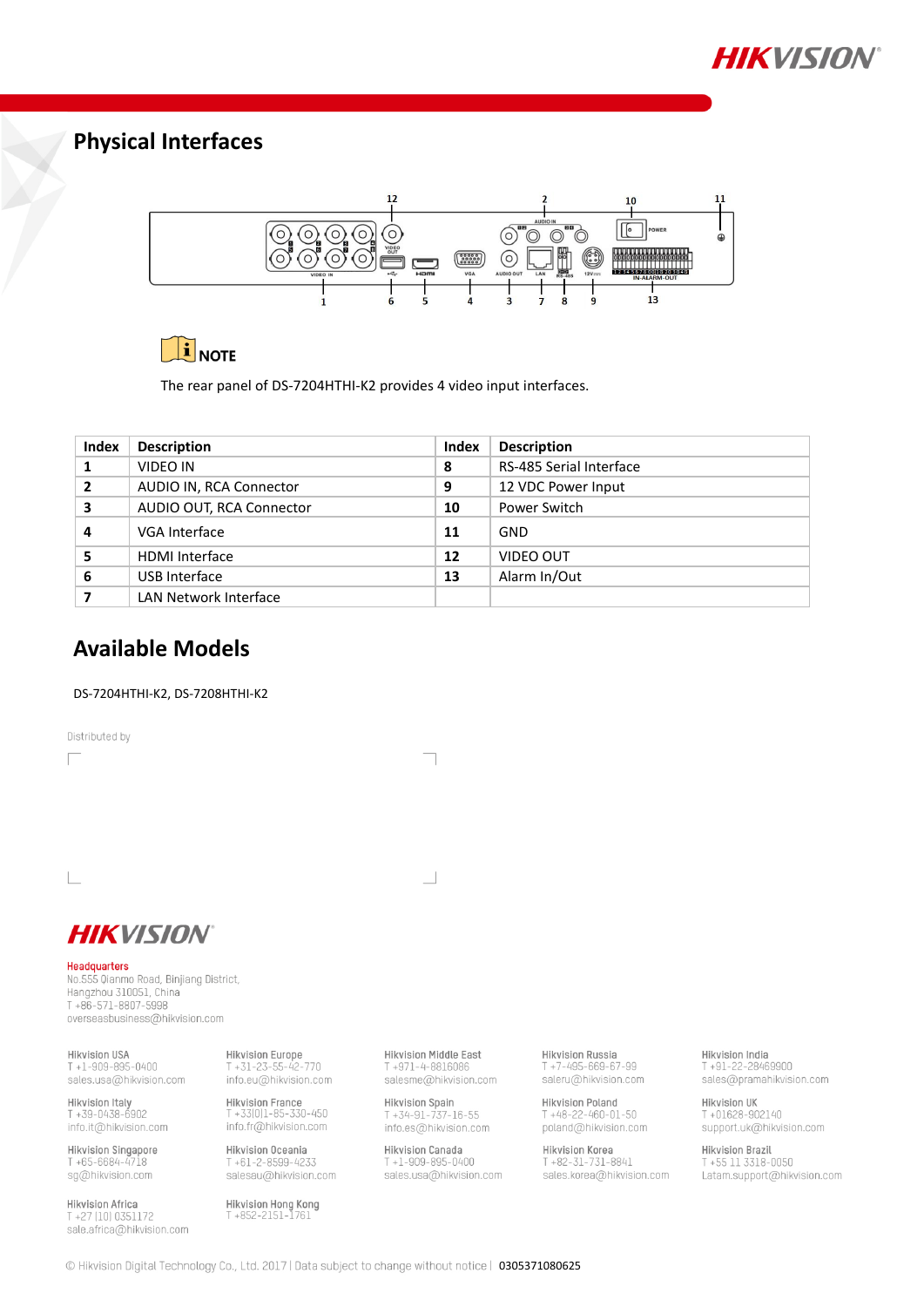## Physical Interfaces

12 2 10 11

AUDIO IN

POWER

VIDEO OUT

VIDEO IN

HDMI

VGA

AUDIO OUT

LAN

RS-485

12V

IN-ALARM-OUT

1 6 5 4 3 7 8 9 13

**NOTE**

The rear panel of DS-7204HTHI-K2 provides 4 video input interfaces.

| Index | Description | Index | Description |
|---|---|---|---|
| **1** | VIDEO IN | **8** | RS-485 Serial Interface |
| **2** | AUDIO IN, RCA Connector | **9** | 12 VDC Power Input |
| **3** | AUDIO OUT, RCA Connector | **10** | Power Switch |
| **4** | VGA Interface | **11** | GND |
| **5** | HDMI Interface | **12** | VIDEO OUT |
| **6** | USB Interface | **13** | Alarm In/Out |
| **7** | LAN Network Interface | | |

## Available Models

DS-7204HTHI-K2, DS-7208HTHI-K2

Distributed by

**HIKVISION**

Headquarters
No.555 Qianmo Road, Binjiang District,
Hangzhou 310051, China
T +86-571-8807-5998
overseasbusiness@hikvision.com

Hikvision USA
T +1-909-895-0400
sales.usa@hikvision.com

Hikvision Europe
T +31-23-55-42-770
info.eu@hikvision.com

Hikvision Middle East
T +971-4-8816086
salesme@hikvision.com

Hikvision Russia
T +7-495-669-67-99
saleru@hikvision.com

Hikvision India
T +91-22-28469900
sales@pramahikvision.com

Hikvision Italy
T +39-0438-6902
info.it@hikvision.com

Hikvision France
T +33(0)1-85-330-450
info.fr@hikvision.com

Hikvision Spain
T +34-91-737-16-55
info.es@hikvision.com

Hikvision Poland
T +48-22-460-01-50
poland@hikvision.com

Hikvision UK
T +01628-902140
support.uk@hikvision.com

Hikvision Singapore
T +65-6684-4718
sg@hikvision.com

Hikvision Oceania
T +61-2-8599-4233
salesau@hikvision.com

Hikvision Canada
T +1-909-895-0400
sales.usa@hikvision.com

Hikvision Korea
T +82-31-731-8841
sales.korea@hikvision.com

Hikvision Brazil
T +55 11 3318-0050
Latam.support@hikvision.com

Hikvision Africa
T +27 (10) 0351172
sale.africa@hikvision.com

Hikvision Hong Kong
T +852-2151-1761

© Hikvision Digital Technology Co., Ltd. 2017 | Data subject to change without notice | 0305371080625